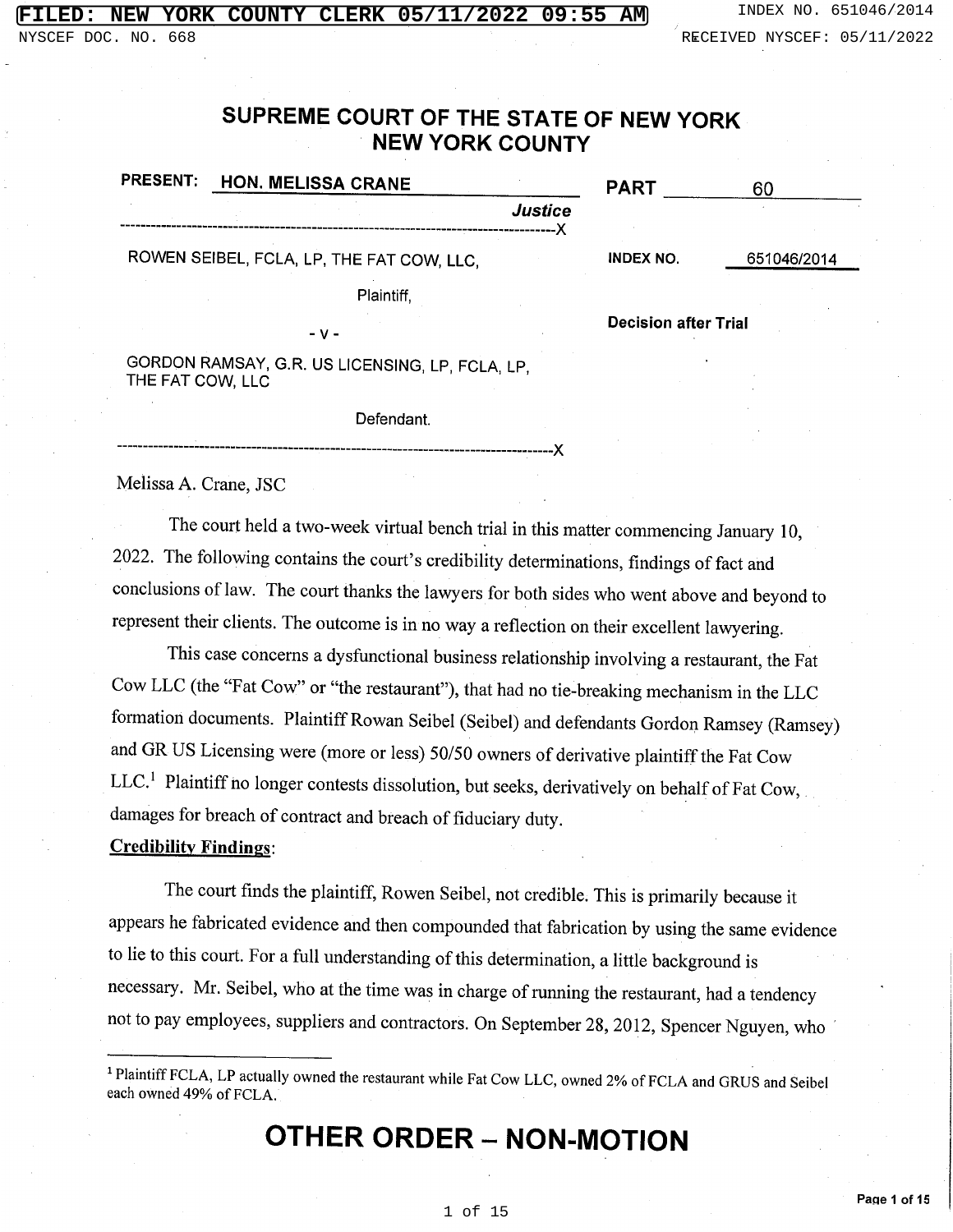# SUPREME COURT OF THE STATE OF NEW YORK NEW YORK COUNTY

PRESENT: HON. MELISSA CRANE, *Justice* — PART 60

ROWEN SEIBEL, FCLA, LP, THE FAT COW, LLC,

Plaintiff,

- v -

GORDON RAMSAY, G.R. US LICENSING, LP, FCLA, LP, THE FAT COW, LLC

Defendant.

INDEX NO. 651046/2014

**Decision after Trial**

Melissa A. Crane, JSC

The court held a two-week virtual bench trial in this matter commencing January 10, 2022. The following contains the court's credibility determinations, findings of fact and conclusions of law. The court thanks the lawyers for both sides who went above and beyond to represent their clients. The outcome is in no way a reflection on their excellent lawyering.

This case concerns a dysfunctional business relationship involving a restaurant, the Fat Cow LLC (the "Fat Cow" or "the restaurant"), that had no tie-breaking mechanism in the LLC formation documents. Plaintiff Rowan Seibel (Seibel) and defendants Gordon Ramsey (Ramsey) and GR US Licensing were (more or less) 50/50 owners of derivative plaintiff the Fat Cow LLC.[1] Plaintiff no longer contests dissolution, but seeks, derivatively on behalf of Fat Cow, damages for breach of contract and breach of fiduciary duty.

**Credibility Findings**:

The court finds the plaintiff, Rowen Seibel, not credible. This is primarily because it appears he fabricated evidence and then compounded that fabrication by using the same evidence to lie to this court. For a full understanding of this determination, a little background is necessary. Mr. Seibel, who at the time was in charge of running the restaurant, had a tendency not to pay employees, suppliers and contractors. On September 28, 2012, Spencer Nguyen, who

[1] Plaintiff FCLA, LP actually owned the restaurant while Fat Cow LLC, owned 2% of FCLA and GRUS and Seibel each owned 49% of FCLA.

**OTHER ORDER – NON-MOTION**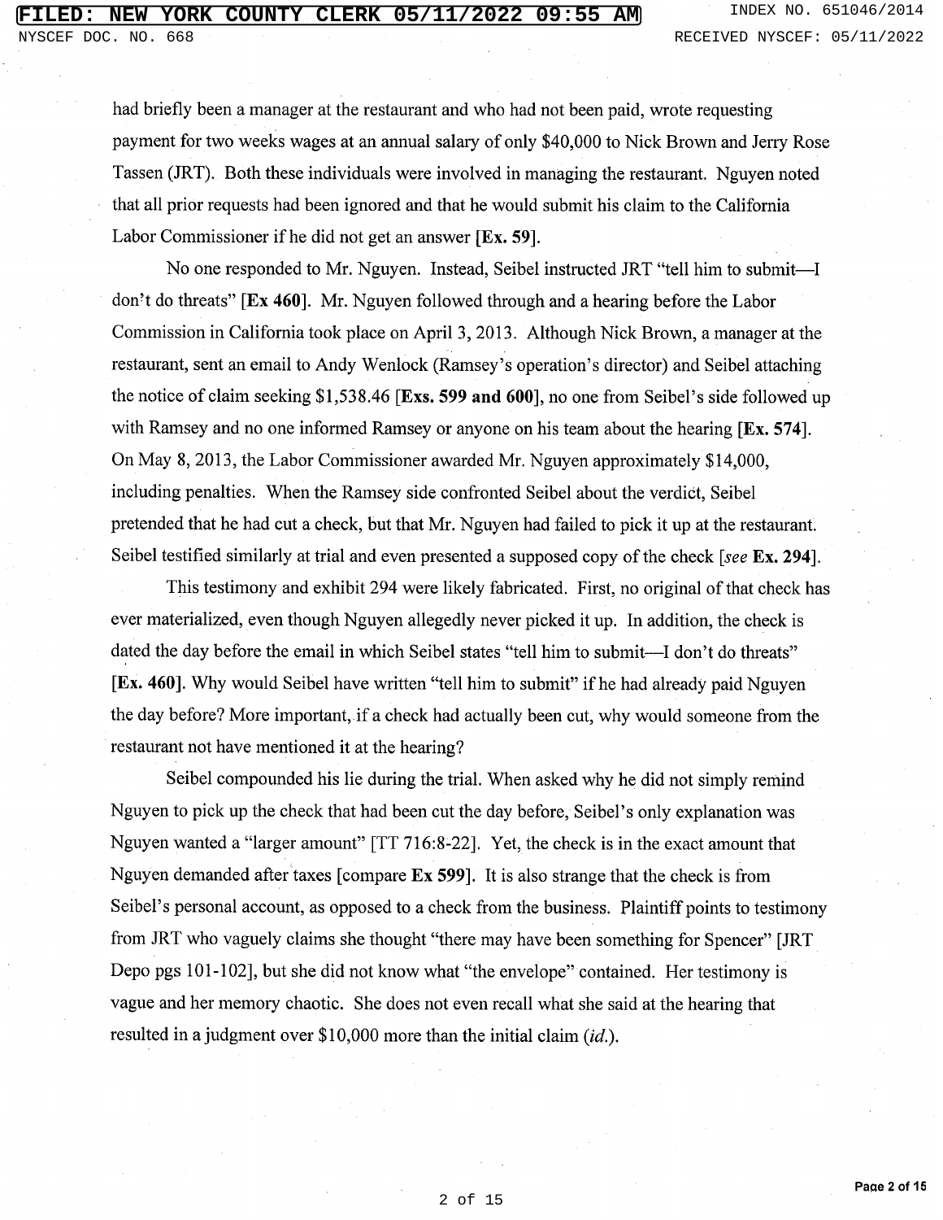had briefly been a manager at the restaurant and who had not been paid, wrote requesting payment for two weeks wages at an annual salary of only $40,000 to Nick Brown and Jerry Rose Tassen (JRT). Both these individuals were involved in managing the restaurant. Nguyen noted that all prior requests had been ignored and that he would submit his claim to the California Labor Commissioner if he did not get an answer **[Ex. 59]**.

No one responded to Mr. Nguyen. Instead, Seibel instructed JRT "tell him to submit—I don't do threats" **[Ex 460]**. Mr. Nguyen followed through and a hearing before the Labor Commission in California took place on April 3, 2013. Although Nick Brown, a manager at the restaurant, sent an email to Andy Wenlock (Ramsey's operation's director) and Seibel attaching the notice of claim seeking $1,538.46 **[Exs. 599 and 600]**, no one from Seibel's side followed up with Ramsey and no one informed Ramsey or anyone on his team about the hearing **[Ex. 574]**. On May 8, 2013, the Labor Commissioner awarded Mr. Nguyen approximately $14,000, including penalties. When the Ramsey side confronted Seibel about the verdict, Seibel pretended that he had cut a check, but that Mr. Nguyen had failed to pick it up at the restaurant. Seibel testified similarly at trial and even presented a supposed copy of the check [*see* **Ex. 294**].

This testimony and exhibit 294 were likely fabricated. First, no original of that check has ever materialized, even though Nguyen allegedly never picked it up. In addition, the check is dated the day before the email in which Seibel states "tell him to submit—I don't do threats" **[Ex. 460]**. Why would Seibel have written "tell him to submit" if he had already paid Nguyen the day before? More important, if a check had actually been cut, why would someone from the restaurant not have mentioned it at the hearing?

Seibel compounded his lie during the trial. When asked why he did not simply remind Nguyen to pick up the check that had been cut the day before, Seibel's only explanation was Nguyen wanted a "larger amount" [TT 716:8-22]. Yet, the check is in the exact amount that Nguyen demanded after taxes [compare **Ex 599**]. It is also strange that the check is from Seibel's personal account, as opposed to a check from the business. Plaintiff points to testimony from JRT who vaguely claims she thought "there may have been something for Spencer" [JRT Depo pgs 101-102], but she did not know what "the envelope" contained. Her testimony is vague and her memory chaotic. She does not even recall what she said at the hearing that resulted in a judgment over $10,000 more than the initial claim (*id.*).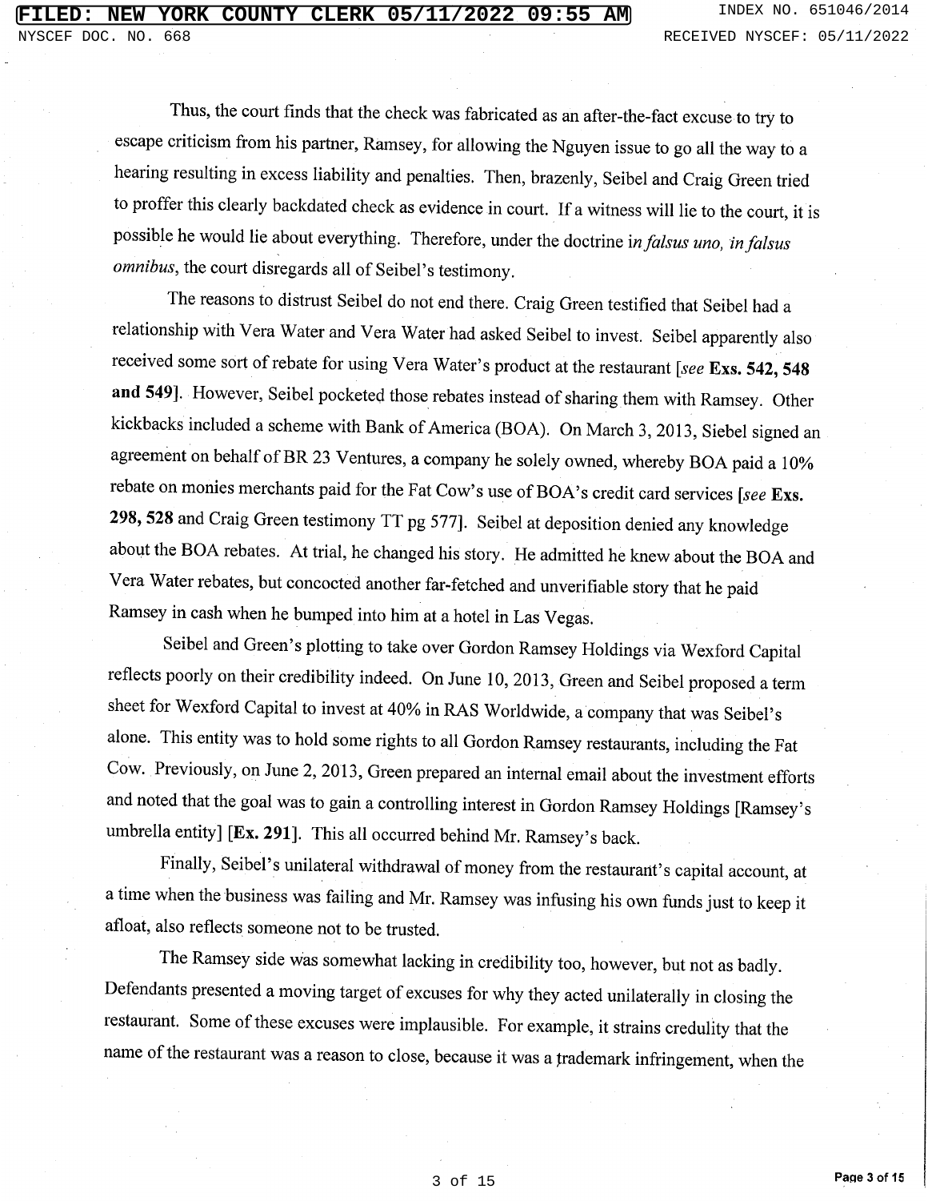Thus, the court finds that the check was fabricated as an after-the-fact excuse to try to escape criticism from his partner, Ramsey, for allowing the Nguyen issue to go all the way to a hearing resulting in excess liability and penalties. Then, brazenly, Seibel and Craig Green tried to proffer this clearly backdated check as evidence in court. If a witness will lie to the court, it is possible he would lie about everything. Therefore, under the doctrine *in falsus uno, in falsus omnibus*, the court disregards all of Seibel's testimony.

The reasons to distrust Seibel do not end there. Craig Green testified that Seibel had a relationship with Vera Water and Vera Water had asked Seibel to invest. Seibel apparently also received some sort of rebate for using Vera Water's product at the restaurant [*see* **Exs. 542, 548 and 549**]. However, Seibel pocketed those rebates instead of sharing them with Ramsey. Other kickbacks included a scheme with Bank of America (BOA). On March 3, 2013, Siebel signed an agreement on behalf of BR 23 Ventures, a company he solely owned, whereby BOA paid a 10% rebate on monies merchants paid for the Fat Cow's use of BOA's credit card services [*see* **Exs. 298, 528** and Craig Green testimony TT pg 577]. Seibel at deposition denied any knowledge about the BOA rebates. At trial, he changed his story. He admitted he knew about the BOA and Vera Water rebates, but concocted another far-fetched and unverifiable story that he paid Ramsey in cash when he bumped into him at a hotel in Las Vegas.

Seibel and Green's plotting to take over Gordon Ramsey Holdings via Wexford Capital reflects poorly on their credibility indeed. On June 10, 2013, Green and Seibel proposed a term sheet for Wexford Capital to invest at 40% in RAS Worldwide, a company that was Seibel's alone. This entity was to hold some rights to all Gordon Ramsey restaurants, including the Fat Cow. Previously, on June 2, 2013, Green prepared an internal email about the investment efforts and noted that the goal was to gain a controlling interest in Gordon Ramsey Holdings [Ramsey's umbrella entity] [**Ex. 291**]. This all occurred behind Mr. Ramsey's back.

Finally, Seibel's unilateral withdrawal of money from the restaurant's capital account, at a time when the business was failing and Mr. Ramsey was infusing his own funds just to keep it afloat, also reflects someone not to be trusted.

The Ramsey side was somewhat lacking in credibility too, however, but not as badly. Defendants presented a moving target of excuses for why they acted unilaterally in closing the restaurant. Some of these excuses were implausible. For example, it strains credulity that the name of the restaurant was a reason to close, because it was a trademark infringement, when the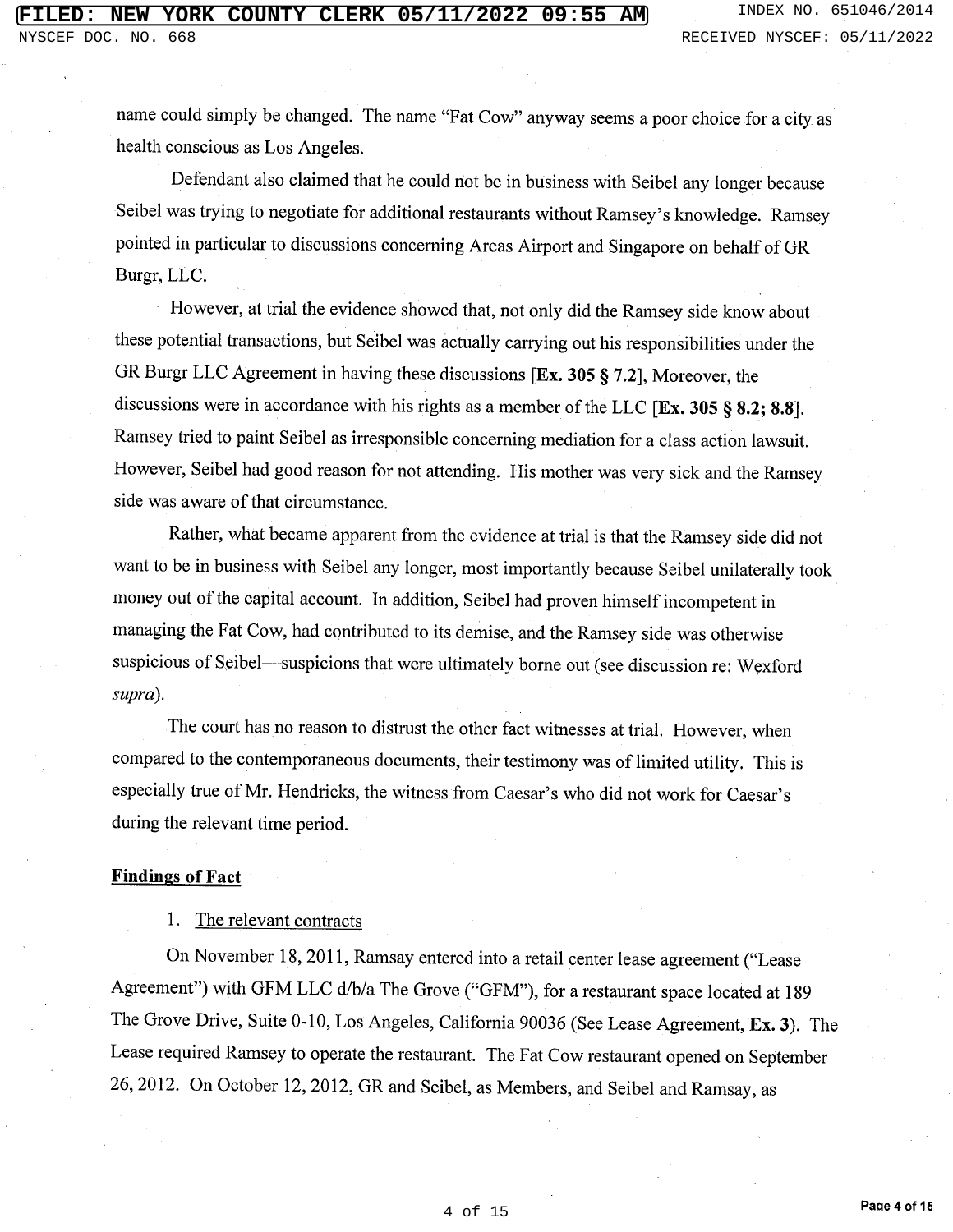name could simply be changed. The name "Fat Cow" anyway seems a poor choice for a city as health conscious as Los Angeles.

Defendant also claimed that he could not be in business with Seibel any longer because Seibel was trying to negotiate for additional restaurants without Ramsey's knowledge. Ramsey pointed in particular to discussions concerning Areas Airport and Singapore on behalf of GR Burgr, LLC.

However, at trial the evidence showed that, not only did the Ramsey side know about these potential transactions, but Seibel was actually carrying out his responsibilities under the GR Burgr LLC Agreement in having these discussions [**Ex. 305 § 7.2**], Moreover, the discussions were in accordance with his rights as a member of the LLC [**Ex. 305 § 8.2; 8.8**]. Ramsey tried to paint Seibel as irresponsible concerning mediation for a class action lawsuit. However, Seibel had good reason for not attending. His mother was very sick and the Ramsey side was aware of that circumstance.

Rather, what became apparent from the evidence at trial is that the Ramsey side did not want to be in business with Seibel any longer, most importantly because Seibel unilaterally took money out of the capital account. In addition, Seibel had proven himself incompetent in managing the Fat Cow, had contributed to its demise, and the Ramsey side was otherwise suspicious of Seibel—suspicions that were ultimately borne out (see discussion re: Wexford *supra*).

The court has no reason to distrust the other fact witnesses at trial. However, when compared to the contemporaneous documents, their testimony was of limited utility. This is especially true of Mr. Hendricks, the witness from Caesar's who did not work for Caesar's during the relevant time period.

## Findings of Fact

1. The relevant contracts

On November 18, 2011, Ramsay entered into a retail center lease agreement ("Lease Agreement") with GFM LLC d/b/a The Grove ("GFM"), for a restaurant space located at 189 The Grove Drive, Suite 0-10, Los Angeles, California 90036 (See Lease Agreement, **Ex. 3**). The Lease required Ramsey to operate the restaurant. The Fat Cow restaurant opened on September 26, 2012. On October 12, 2012, GR and Seibel, as Members, and Seibel and Ramsay, as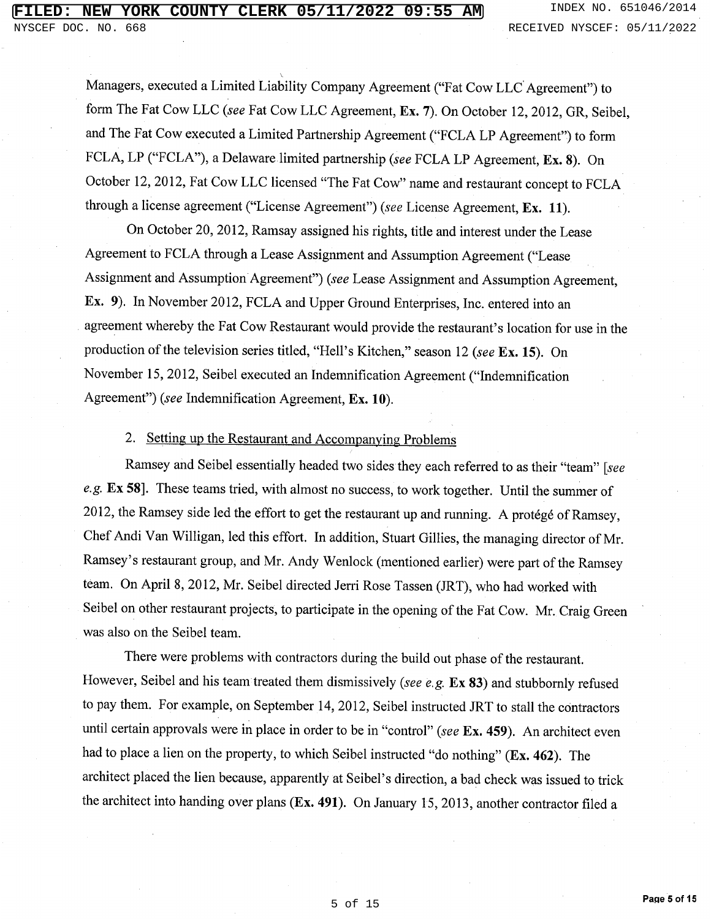Managers, executed a Limited Liability Company Agreement ("Fat Cow LLC Agreement") to form The Fat Cow LLC (*see* Fat Cow LLC Agreement, **Ex. 7**). On October 12, 2012, GR, Seibel, and The Fat Cow executed a Limited Partnership Agreement ("FCLA LP Agreement") to form FCLA, LP ("FCLA"), a Delaware limited partnership (*see* FCLA LP Agreement, **Ex. 8**). On October 12, 2012, Fat Cow LLC licensed "The Fat Cow" name and restaurant concept to FCLA through a license agreement ("License Agreement") (*see* License Agreement, **Ex. 11**).

On October 20, 2012, Ramsay assigned his rights, title and interest under the Lease Agreement to FCLA through a Lease Assignment and Assumption Agreement ("Lease Assignment and Assumption Agreement") (*see* Lease Assignment and Assumption Agreement, **Ex. 9**). In November 2012, FCLA and Upper Ground Enterprises, Inc. entered into an agreement whereby the Fat Cow Restaurant would provide the restaurant's location for use in the production of the television series titled, "Hell's Kitchen," season 12 (*see* **Ex. 15**). On November 15, 2012, Seibel executed an Indemnification Agreement ("Indemnification Agreement") (*see* Indemnification Agreement, **Ex. 10**).

2. Setting up the Restaurant and Accompanying Problems

Ramsey and Seibel essentially headed two sides they each referred to as their "team" [*see e.g.* **Ex 58**]. These teams tried, with almost no success, to work together. Until the summer of 2012, the Ramsey side led the effort to get the restaurant up and running. A protégé of Ramsey, Chef Andi Van Willigan, led this effort. In addition, Stuart Gillies, the managing director of Mr. Ramsey's restaurant group, and Mr. Andy Wenlock (mentioned earlier) were part of the Ramsey team. On April 8, 2012, Mr. Seibel directed Jerri Rose Tassen (JRT), who had worked with Seibel on other restaurant projects, to participate in the opening of the Fat Cow. Mr. Craig Green was also on the Seibel team.

There were problems with contractors during the build out phase of the restaurant. However, Seibel and his team treated them dismissively (*see e.g.* **Ex 83**) and stubbornly refused to pay them. For example, on September 14, 2012, Seibel instructed JRT to stall the contractors until certain approvals were in place in order to be in "control" (*see* **Ex. 459**). An architect even had to place a lien on the property, to which Seibel instructed "do nothing" (**Ex. 462**). The architect placed the lien because, apparently at Seibel's direction, a bad check was issued to trick the architect into handing over plans (**Ex. 491**). On January 15, 2013, another contractor filed a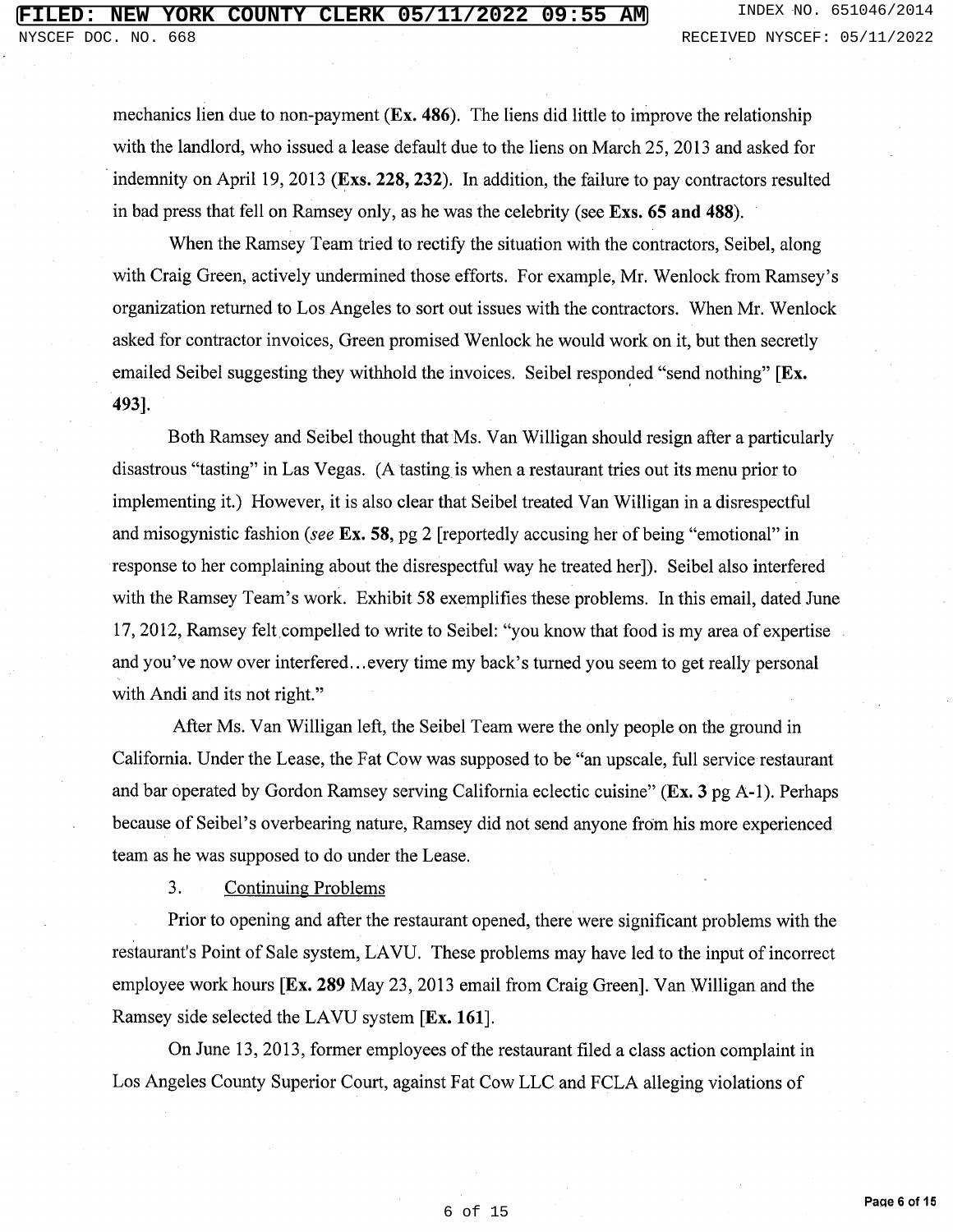mechanics lien due to non-payment (**Ex. 486**). The liens did little to improve the relationship with the landlord, who issued a lease default due to the liens on March 25, 2013 and asked for indemnity on April 19, 2013 (**Exs. 228, 232**). In addition, the failure to pay contractors resulted in bad press that fell on Ramsey only, as he was the celebrity (see **Exs. 65 and 488**).

When the Ramsey Team tried to rectify the situation with the contractors, Seibel, along with Craig Green, actively undermined those efforts. For example, Mr. Wenlock from Ramsey's organization returned to Los Angeles to sort out issues with the contractors. When Mr. Wenlock asked for contractor invoices, Green promised Wenlock he would work on it, but then secretly emailed Seibel suggesting they withhold the invoices. Seibel responded "send nothing" [**Ex. 493**].

Both Ramsey and Seibel thought that Ms. Van Willigan should resign after a particularly disastrous "tasting" in Las Vegas. (A tasting is when a restaurant tries out its menu prior to implementing it.) However, it is also clear that Seibel treated Van Willigan in a disrespectful and misogynistic fashion (*see* **Ex. 58**, pg 2 [reportedly accusing her of being "emotional" in response to her complaining about the disrespectful way he treated her]). Seibel also interfered with the Ramsey Team's work. Exhibit 58 exemplifies these problems. In this email, dated June 17, 2012, Ramsey felt compelled to write to Seibel: "you know that food is my area of expertise and you've now over interfered…every time my back's turned you seem to get really personal with Andi and its not right."

After Ms. Van Willigan left, the Seibel Team were the only people on the ground in California. Under the Lease, the Fat Cow was supposed to be "an upscale, full service restaurant and bar operated by Gordon Ramsey serving California eclectic cuisine" (**Ex. 3** pg A-1). Perhaps because of Seibel's overbearing nature, Ramsey did not send anyone from his more experienced team as he was supposed to do under the Lease.

3. Continuing Problems

Prior to opening and after the restaurant opened, there were significant problems with the restaurant's Point of Sale system, LAVU. These problems may have led to the input of incorrect employee work hours [**Ex. 289** May 23, 2013 email from Craig Green]. Van Willigan and the Ramsey side selected the LAVU system [**Ex. 161**].

On June 13, 2013, former employees of the restaurant filed a class action complaint in Los Angeles County Superior Court, against Fat Cow LLC and FCLA alleging violations of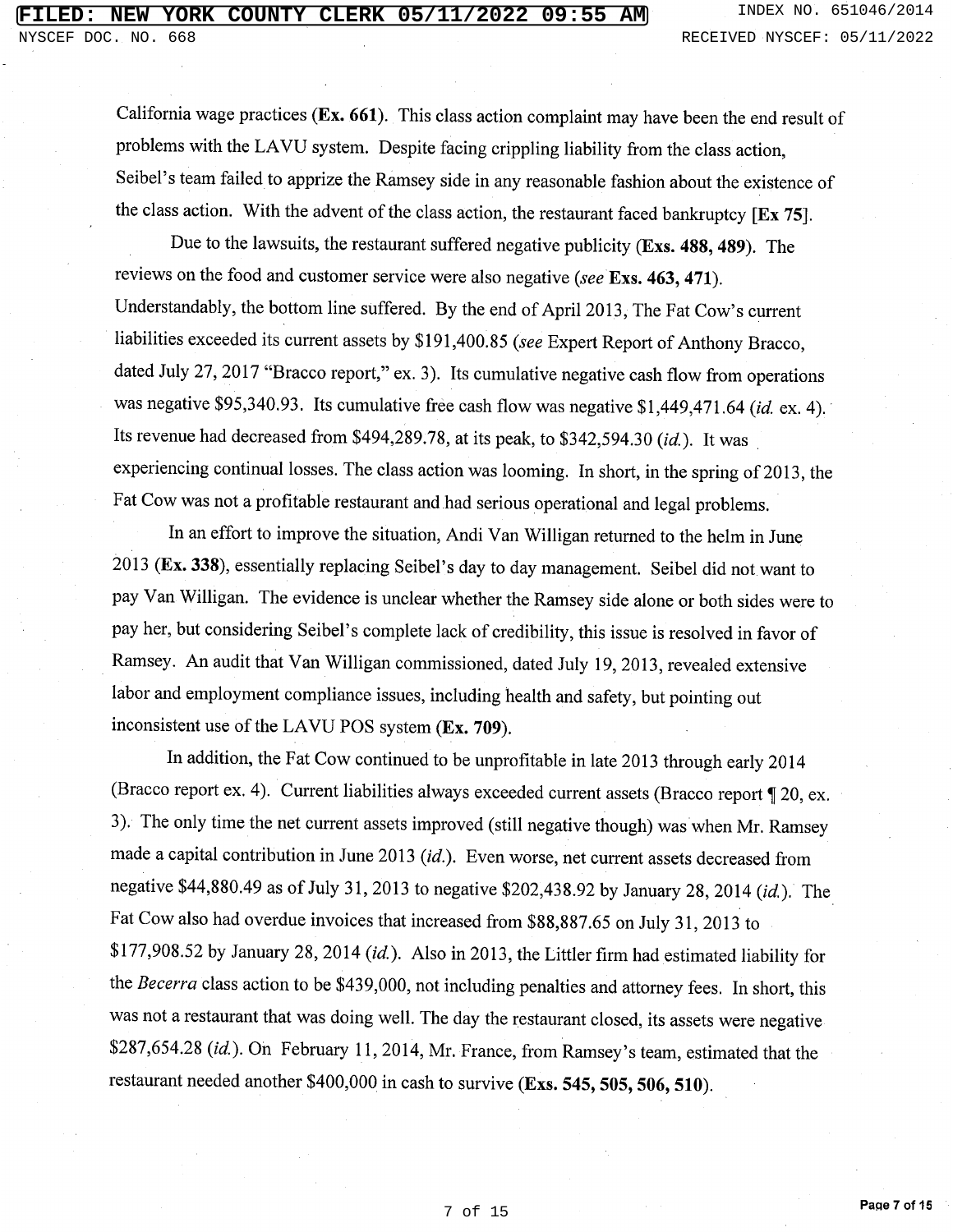California wage practices (**Ex. 661**). This class action complaint may have been the end result of problems with the LAVU system. Despite facing crippling liability from the class action, Seibel's team failed to apprize the Ramsey side in any reasonable fashion about the existence of the class action. With the advent of the class action, the restaurant faced bankruptcy [**Ex 75**].

Due to the lawsuits, the restaurant suffered negative publicity (**Exs. 488, 489**). The reviews on the food and customer service were also negative (*see* **Exs. 463, 471**). Understandably, the bottom line suffered. By the end of April 2013, The Fat Cow's current liabilities exceeded its current assets by $191,400.85 (*see* Expert Report of Anthony Bracco, dated July 27, 2017 "Bracco report," ex. 3). Its cumulative negative cash flow from operations was negative $95,340.93. Its cumulative free cash flow was negative $1,449,471.64 (*id.* ex. 4). Its revenue had decreased from $494,289.78, at its peak, to $342,594.30 (*id.*). It was experiencing continual losses. The class action was looming. In short, in the spring of 2013, the Fat Cow was not a profitable restaurant and had serious operational and legal problems.

In an effort to improve the situation, Andi Van Willigan returned to the helm in June 2013 (**Ex. 338**), essentially replacing Seibel's day to day management. Seibel did not want to pay Van Willigan. The evidence is unclear whether the Ramsey side alone or both sides were to pay her, but considering Seibel's complete lack of credibility, this issue is resolved in favor of Ramsey. An audit that Van Willigan commissioned, dated July 19, 2013, revealed extensive labor and employment compliance issues, including health and safety, but pointing out inconsistent use of the LAVU POS system (**Ex. 709**).

In addition, the Fat Cow continued to be unprofitable in late 2013 through early 2014 (Bracco report ex. 4). Current liabilities always exceeded current assets (Bracco report ¶ 20, ex. 3). The only time the net current assets improved (still negative though) was when Mr. Ramsey made a capital contribution in June 2013 (*id.*). Even worse, net current assets decreased from negative $44,880.49 as of July 31, 2013 to negative $202,438.92 by January 28, 2014 (*id.*). The Fat Cow also had overdue invoices that increased from $88,887.65 on July 31, 2013 to $177,908.52 by January 28, 2014 (*id.*). Also in 2013, the Littler firm had estimated liability for the *Becerra* class action to be $439,000, not including penalties and attorney fees. In short, this was not a restaurant that was doing well. The day the restaurant closed, its assets were negative $287,654.28 (*id.*). On February 11, 2014, Mr. France, from Ramsey's team, estimated that the restaurant needed another $400,000 in cash to survive (**Exs. 545, 505, 506, 510**).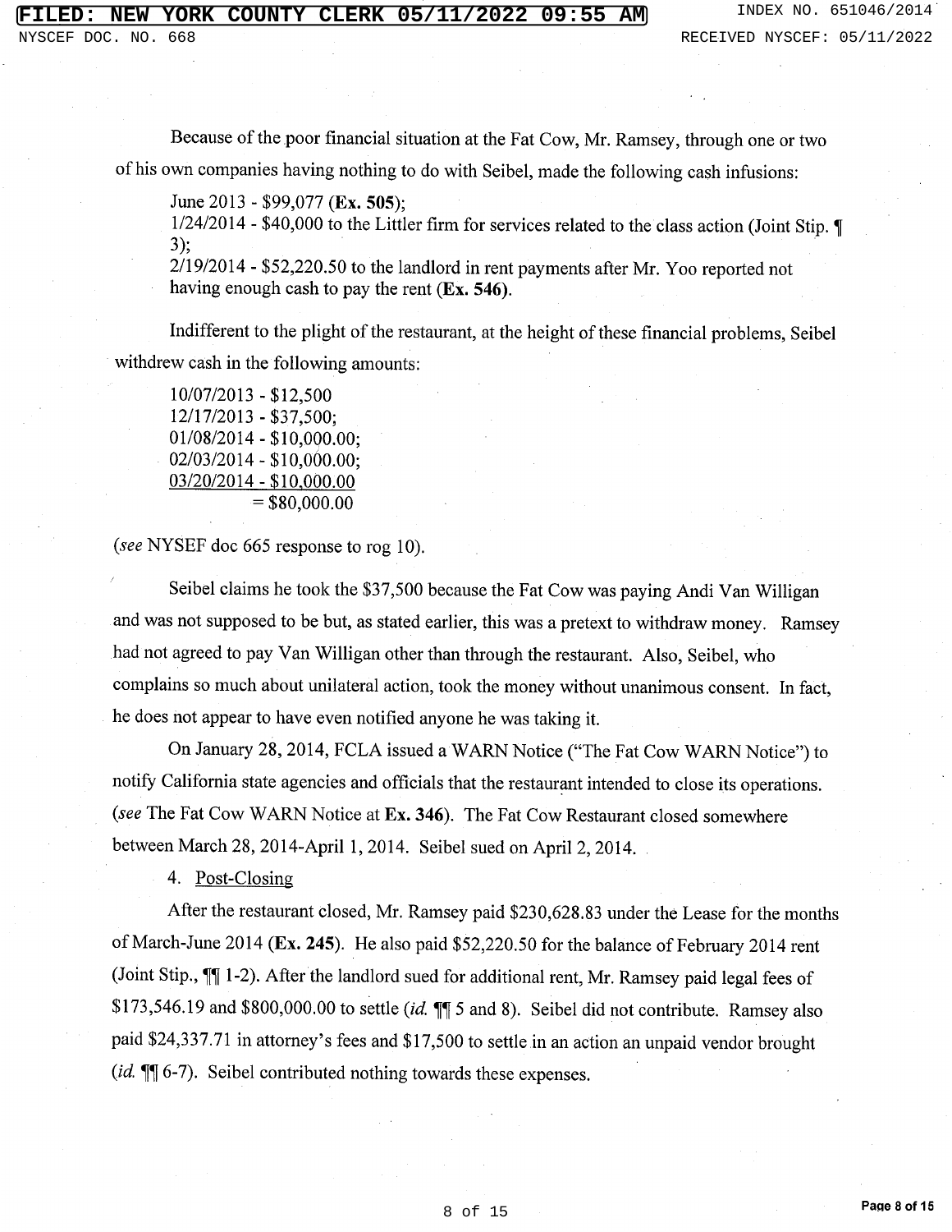Because of the poor financial situation at the Fat Cow, Mr. Ramsey, through one or two of his own companies having nothing to do with Seibel, made the following cash infusions:

June 2013 - $99,077 (**Ex. 505**);
1/24/2014 - $40,000 to the Littler firm for services related to the class action (Joint Stip. ¶ 3);
2/19/2014 - $52,220.50 to the landlord in rent payments after Mr. Yoo reported not having enough cash to pay the rent (**Ex. 546**).

Indifferent to the plight of the restaurant, at the height of these financial problems, Seibel withdrew cash in the following amounts:

10/07/2013 - $12,500
12/17/2013 - $37,500;
01/08/2014 - $10,000.00;
02/03/2014 - $10,000.00;
<u>03/20/2014 - $10,000.00</u>
= $80,000.00

(*see* NYSEF doc 665 response to rog 10).

Seibel claims he took the $37,500 because the Fat Cow was paying Andi Van Willigan and was not supposed to be but, as stated earlier, this was a pretext to withdraw money. Ramsey had not agreed to pay Van Willigan other than through the restaurant. Also, Seibel, who complains so much about unilateral action, took the money without unanimous consent. In fact, he does not appear to have even notified anyone he was taking it.

On January 28, 2014, FCLA issued a WARN Notice ("The Fat Cow WARN Notice") to notify California state agencies and officials that the restaurant intended to close its operations. (*see* The Fat Cow WARN Notice at **Ex. 346**). The Fat Cow Restaurant closed somewhere between March 28, 2014-April 1, 2014. Seibel sued on April 2, 2014.

4. <u>Post-Closing</u>

After the restaurant closed, Mr. Ramsey paid $230,628.83 under the Lease for the months of March-June 2014 (**Ex. 245**). He also paid $52,220.50 for the balance of February 2014 rent (Joint Stip., ¶¶ 1-2). After the landlord sued for additional rent, Mr. Ramsey paid legal fees of $173,546.19 and $800,000.00 to settle (*id.* ¶¶ 5 and 8). Seibel did not contribute. Ramsey also paid $24,337.71 in attorney's fees and $17,500 to settle in an action an unpaid vendor brought (*id.* ¶¶ 6-7). Seibel contributed nothing towards these expenses.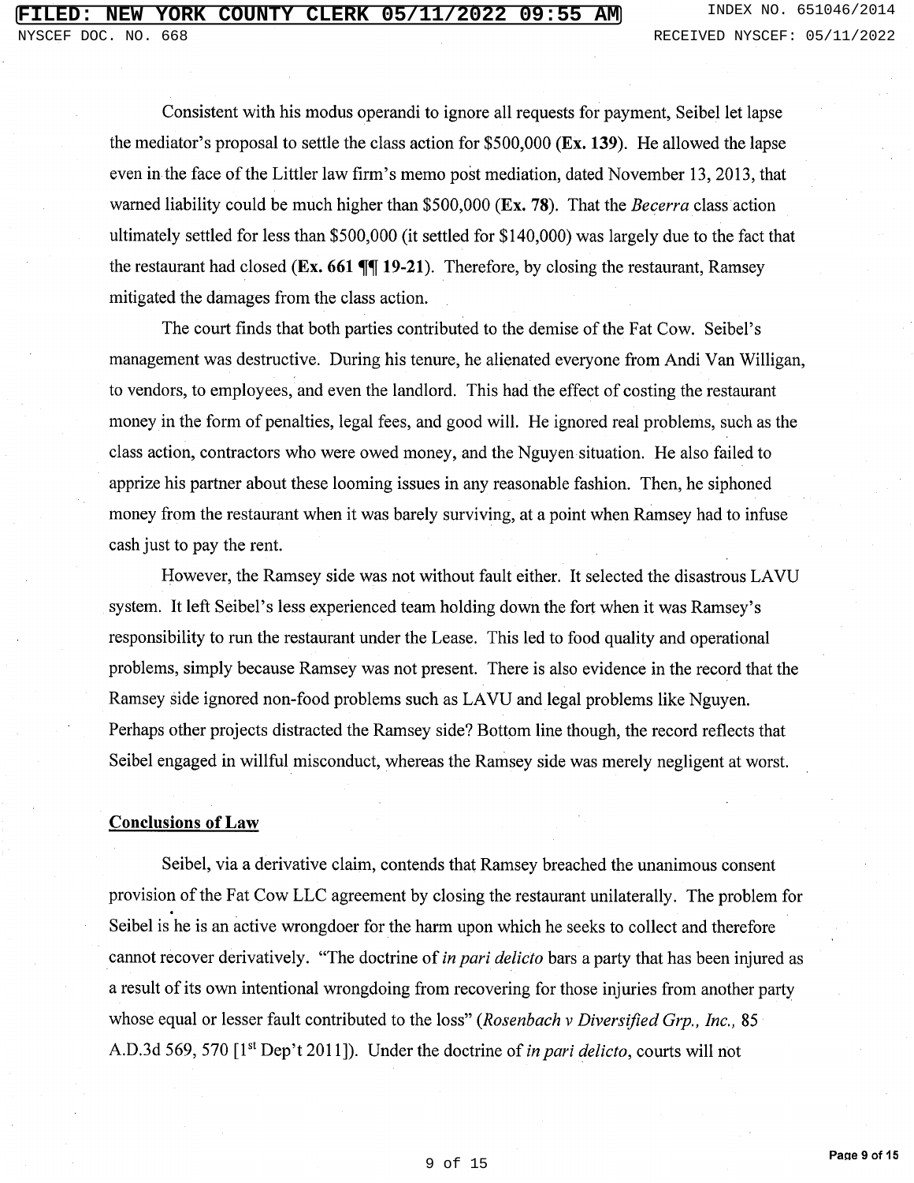Consistent with his modus operandi to ignore all requests for payment, Seibel let lapse the mediator's proposal to settle the class action for $500,000 (**Ex. 139**). He allowed the lapse even in the face of the Littler law firm's memo post mediation, dated November 13, 2013, that warned liability could be much higher than $500,000 (**Ex. 78**). That the *Becerra* class action ultimately settled for less than $500,000 (it settled for $140,000) was largely due to the fact that the restaurant had closed (**Ex. 661 ¶¶ 19-21**). Therefore, by closing the restaurant, Ramsey mitigated the damages from the class action.

The court finds that both parties contributed to the demise of the Fat Cow. Seibel's management was destructive. During his tenure, he alienated everyone from Andi Van Willigan, to vendors, to employees, and even the landlord. This had the effect of costing the restaurant money in the form of penalties, legal fees, and good will. He ignored real problems, such as the class action, contractors who were owed money, and the Nguyen situation. He also failed to apprize his partner about these looming issues in any reasonable fashion. Then, he siphoned money from the restaurant when it was barely surviving, at a point when Ramsey had to infuse cash just to pay the rent.

However, the Ramsey side was not without fault either. It selected the disastrous LAVU system. It left Seibel's less experienced team holding down the fort when it was Ramsey's responsibility to run the restaurant under the Lease. This led to food quality and operational problems, simply because Ramsey was not present. There is also evidence in the record that the Ramsey side ignored non-food problems such as LAVU and legal problems like Nguyen. Perhaps other projects distracted the Ramsey side? Bottom line though, the record reflects that Seibel engaged in willful misconduct, whereas the Ramsey side was merely negligent at worst.

**Conclusions of Law**

Seibel, via a derivative claim, contends that Ramsey breached the unanimous consent provision of the Fat Cow LLC agreement by closing the restaurant unilaterally. The problem for Seibel is he is an active wrongdoer for the harm upon which he seeks to collect and therefore cannot recover derivatively. "The doctrine of *in pari delicto* bars a party that has been injured as a result of its own intentional wrongdoing from recovering for those injuries from another party whose equal or lesser fault contributed to the loss" (*Rosenbach v Diversified Grp., Inc.*, 85 A.D.3d 569, 570 [1st Dep't 2011]). Under the doctrine of *in pari delicto*, courts will not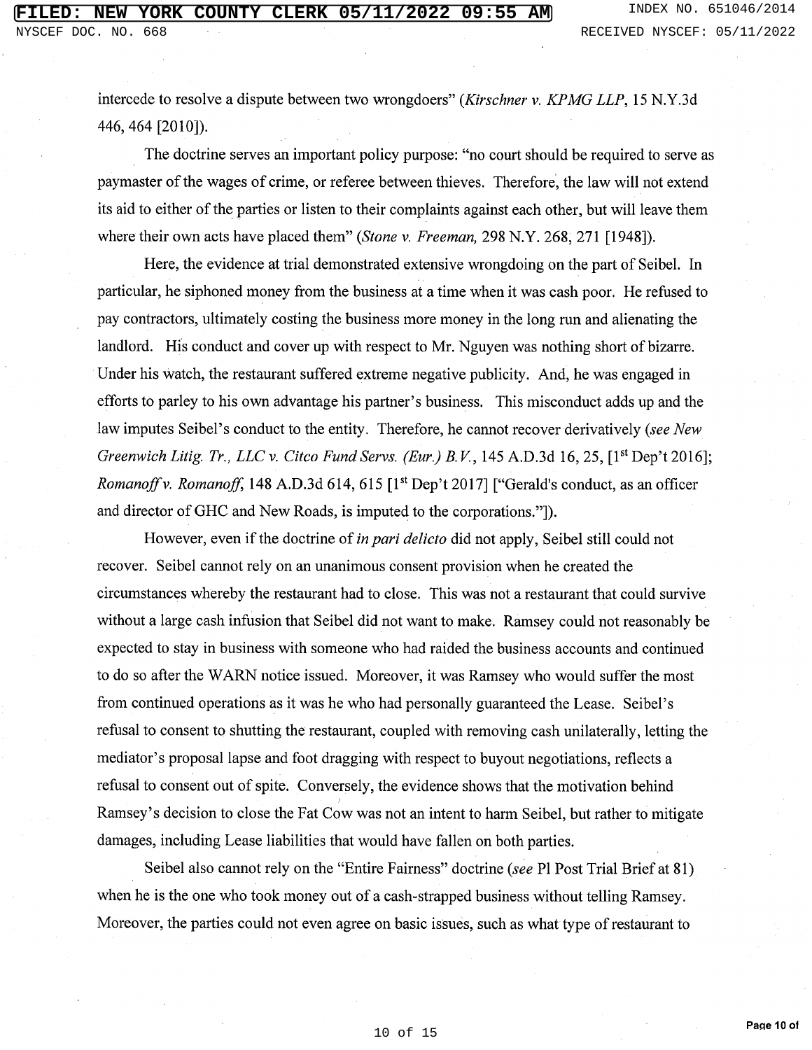intercede to resolve a dispute between two wrongdoers" (*Kirschner v. KPMG LLP*, 15 N.Y.3d 446, 464 [2010]).

The doctrine serves an important policy purpose: "no court should be required to serve as paymaster of the wages of crime, or referee between thieves. Therefore, the law will not extend its aid to either of the parties or listen to their complaints against each other, but will leave them where their own acts have placed them" (*Stone v. Freeman,* 298 N.Y. 268, 271 [1948]).

Here, the evidence at trial demonstrated extensive wrongdoing on the part of Seibel. In particular, he siphoned money from the business at a time when it was cash poor. He refused to pay contractors, ultimately costing the business more money in the long run and alienating the landlord. His conduct and cover up with respect to Mr. Nguyen was nothing short of bizarre. Under his watch, the restaurant suffered extreme negative publicity. And, he was engaged in efforts to parley to his own advantage his partner's business. This misconduct adds up and the law imputes Seibel's conduct to the entity. Therefore, he cannot recover derivatively (*see New Greenwich Litig. Tr., LLC v. Citco Fund Servs. (Eur.) B.V.*, 145 A.D.3d 16, 25, [1st Dep't 2016]; *Romanoff v. Romanoff*, 148 A.D.3d 614, 615 [1st Dep't 2017] ["Gerald's conduct, as an officer and director of GHC and New Roads, is imputed to the corporations."]).

However, even if the doctrine of *in pari delicto* did not apply, Seibel still could not recover. Seibel cannot rely on an unanimous consent provision when he created the circumstances whereby the restaurant had to close. This was not a restaurant that could survive without a large cash infusion that Seibel did not want to make. Ramsey could not reasonably be expected to stay in business with someone who had raided the business accounts and continued to do so after the WARN notice issued. Moreover, it was Ramsey who would suffer the most from continued operations as it was he who had personally guaranteed the Lease. Seibel's refusal to consent to shutting the restaurant, coupled with removing cash unilaterally, letting the mediator's proposal lapse and foot dragging with respect to buyout negotiations, reflects a refusal to consent out of spite. Conversely, the evidence shows that the motivation behind Ramsey's decision to close the Fat Cow was not an intent to harm Seibel, but rather to mitigate damages, including Lease liabilities that would have fallen on both parties.

Seibel also cannot rely on the "Entire Fairness" doctrine (*see* Pl Post Trial Brief at 81) when he is the one who took money out of a cash-strapped business without telling Ramsey. Moreover, the parties could not even agree on basic issues, such as what type of restaurant to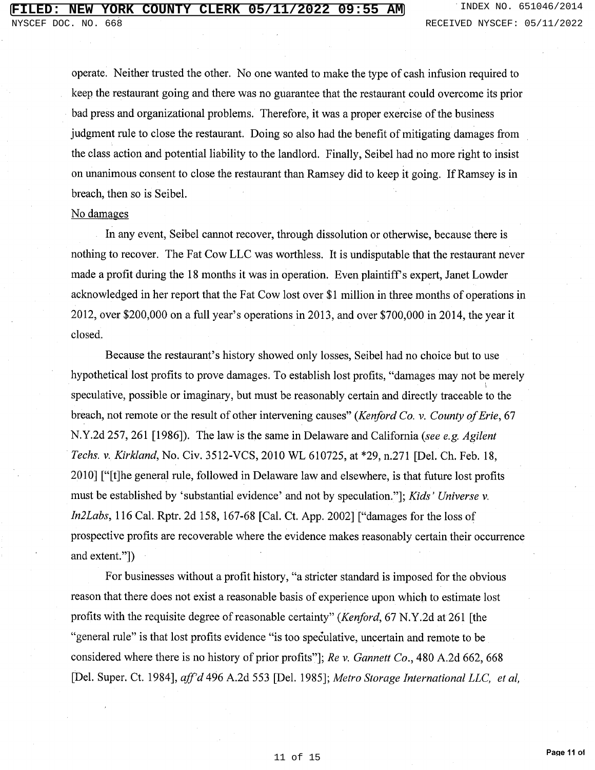operate. Neither trusted the other. No one wanted to make the type of cash infusion required to keep the restaurant going and there was no guarantee that the restaurant could overcome its prior bad press and organizational problems. Therefore, it was a proper exercise of the business judgment rule to close the restaurant. Doing so also had the benefit of mitigating damages from the class action and potential liability to the landlord. Finally, Seibel had no more right to insist on unanimous consent to close the restaurant than Ramsey did to keep it going. If Ramsey is in breach, then so is Seibel.

No damages

In any event, Seibel cannot recover, through dissolution or otherwise, because there is nothing to recover. The Fat Cow LLC was worthless. It is undisputable that the restaurant never made a profit during the 18 months it was in operation. Even plaintiff's expert, Janet Lowder acknowledged in her report that the Fat Cow lost over $1 million in three months of operations in 2012, over $200,000 on a full year's operations in 2013, and over $700,000 in 2014, the year it closed.

Because the restaurant's history showed only losses, Seibel had no choice but to use hypothetical lost profits to prove damages. To establish lost profits, "damages may not be merely speculative, possible or imaginary, but must be reasonably certain and directly traceable to the breach, not remote or the result of other intervening causes" (*Kenford Co. v. County of Erie*, 67 N.Y.2d 257, 261 [1986]). The law is the same in Delaware and California (*see e.g. Agilent Techs. v. Kirkland*, No. Civ. 3512-VCS, 2010 WL 610725, at *29, n.271 [Del. Ch. Feb. 18, 2010] ["[t]he general rule, followed in Delaware law and elsewhere, is that future lost profits must be established by 'substantial evidence' and not by speculation."]; *Kids' Universe v. In2Labs*, 116 Cal. Rptr. 2d 158, 167-68 [Cal. Ct. App. 2002] ["damages for the loss of prospective profits are recoverable where the evidence makes reasonably certain their occurrence and extent."])

For businesses without a profit history, "a stricter standard is imposed for the obvious reason that there does not exist a reasonable basis of experience upon which to estimate lost profits with the requisite degree of reasonable certainty" (*Kenford*, 67 N.Y.2d at 261 [the "general rule" is that lost profits evidence "is too speculative, uncertain and remote to be considered where there is no history of prior profits"]; *Re v. Gannett Co.*, 480 A.2d 662, 668 [Del. Super. Ct. 1984], *aff'd* 496 A.2d 553 [Del. 1985]; *Metro Storage International LLC, et al,*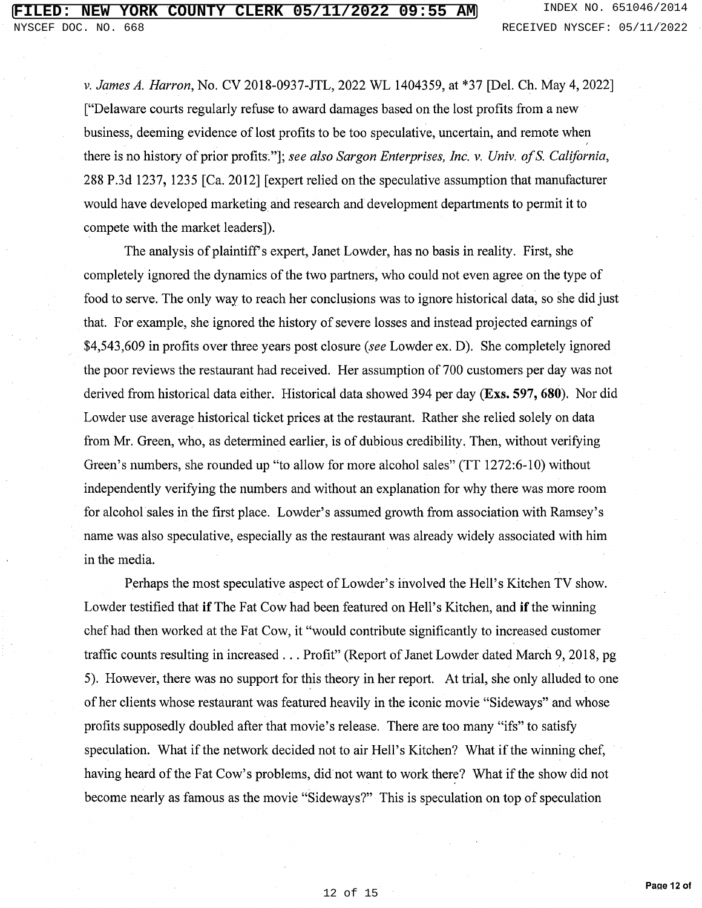*v. James A. Harron*, No. CV 2018-0937-JTL, 2022 WL 1404359, at *37 [Del. Ch. May 4, 2022] ["Delaware courts regularly refuse to award damages based on the lost profits from a new business, deeming evidence of lost profits to be too speculative, uncertain, and remote when there is no history of prior profits."]; *see also Sargon Enterprises, Inc. v. Univ. of S. California*, 288 P.3d 1237, 1235 [Ca. 2012] [expert relied on the speculative assumption that manufacturer would have developed marketing and research and development departments to permit it to compete with the market leaders]).

The analysis of plaintiff's expert, Janet Lowder, has no basis in reality. First, she completely ignored the dynamics of the two partners, who could not even agree on the type of food to serve. The only way to reach her conclusions was to ignore historical data, so she did just that. For example, she ignored the history of severe losses and instead projected earnings of $4,543,609 in profits over three years post closure (*see* Lowder ex. D). She completely ignored the poor reviews the restaurant had received. Her assumption of 700 customers per day was not derived from historical data either. Historical data showed 394 per day (**Exs. 597, 680**). Nor did Lowder use average historical ticket prices at the restaurant. Rather she relied solely on data from Mr. Green, who, as determined earlier, is of dubious credibility. Then, without verifying Green's numbers, she rounded up "to allow for more alcohol sales" (TT 1272:6-10) without independently verifying the numbers and without an explanation for why there was more room for alcohol sales in the first place. Lowder's assumed growth from association with Ramsey's name was also speculative, especially as the restaurant was already widely associated with him in the media.

Perhaps the most speculative aspect of Lowder's involved the Hell's Kitchen TV show. Lowder testified that **if** The Fat Cow had been featured on Hell's Kitchen, and **if** the winning chef had then worked at the Fat Cow, it "would contribute significantly to increased customer traffic counts resulting in increased . . . Profit" (Report of Janet Lowder dated March 9, 2018, pg 5). However, there was no support for this theory in her report. At trial, she only alluded to one of her clients whose restaurant was featured heavily in the iconic movie "Sideways" and whose profits supposedly doubled after that movie's release. There are too many "ifs" to satisfy speculation. What if the network decided not to air Hell's Kitchen? What if the winning chef, having heard of the Fat Cow's problems, did not want to work there? What if the show did not become nearly as famous as the movie "Sideways?" This is speculation on top of speculation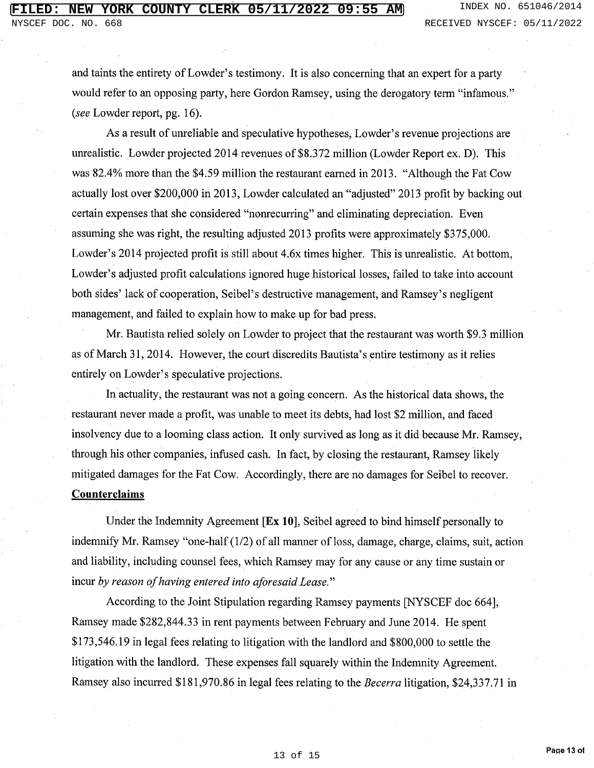and taints the entirety of Lowder's testimony. It is also concerning that an expert for a party would refer to an opposing party, here Gordon Ramsey, using the derogatory term "infamous." (*see* Lowder report, pg. 16).

As a result of unreliable and speculative hypotheses, Lowder's revenue projections are unrealistic. Lowder projected 2014 revenues of $8.372 million (Lowder Report ex. D). This was 82.4% more than the $4.59 million the restaurant earned in 2013. "Although the Fat Cow actually lost over $200,000 in 2013, Lowder calculated an "adjusted" 2013 profit by backing out certain expenses that she considered "nonrecurring" and eliminating depreciation. Even assuming she was right, the resulting adjusted 2013 profits were approximately $375,000. Lowder's 2014 projected profit is still about 4.6x times higher. This is unrealistic. At bottom, Lowder's adjusted profit calculations ignored huge historical losses, failed to take into account both sides' lack of cooperation, Seibel's destructive management, and Ramsey's negligent management, and failed to explain how to make up for bad press.

Mr. Bautista relied solely on Lowder to project that the restaurant was worth $9.3 million as of March 31, 2014. However, the court discredits Bautista's entire testimony as it relies entirely on Lowder's speculative projections.

In actuality, the restaurant was not a going concern. As the historical data shows, the restaurant never made a profit, was unable to meet its debts, had lost $2 million, and faced insolvency due to a looming class action. It only survived as long as it did because Mr. Ramsey, through his other companies, infused cash. In fact, by closing the restaurant, Ramsey likely mitigated damages for the Fat Cow. Accordingly, there are no damages for Seibel to recover.

**Counterclaims**

Under the Indemnity Agreement [**Ex 10**], Seibel agreed to bind himself personally to indemnify Mr. Ramsey "one-half (1/2) of all manner of loss, damage, charge, claims, suit, action and liability, including counsel fees, which Ramsey may for any cause or any time sustain or incur *by reason of having entered into aforesaid Lease.*"

According to the Joint Stipulation regarding Ramsey payments [NYSCEF doc 664], Ramsey made $282,844.33 in rent payments between February and June 2014. He spent $173,546.19 in legal fees relating to litigation with the landlord and $800,000 to settle the litigation with the landlord. These expenses fall squarely within the Indemnity Agreement. Ramsey also incurred $181,970.86 in legal fees relating to the *Becerra* litigation, $24,337.71 in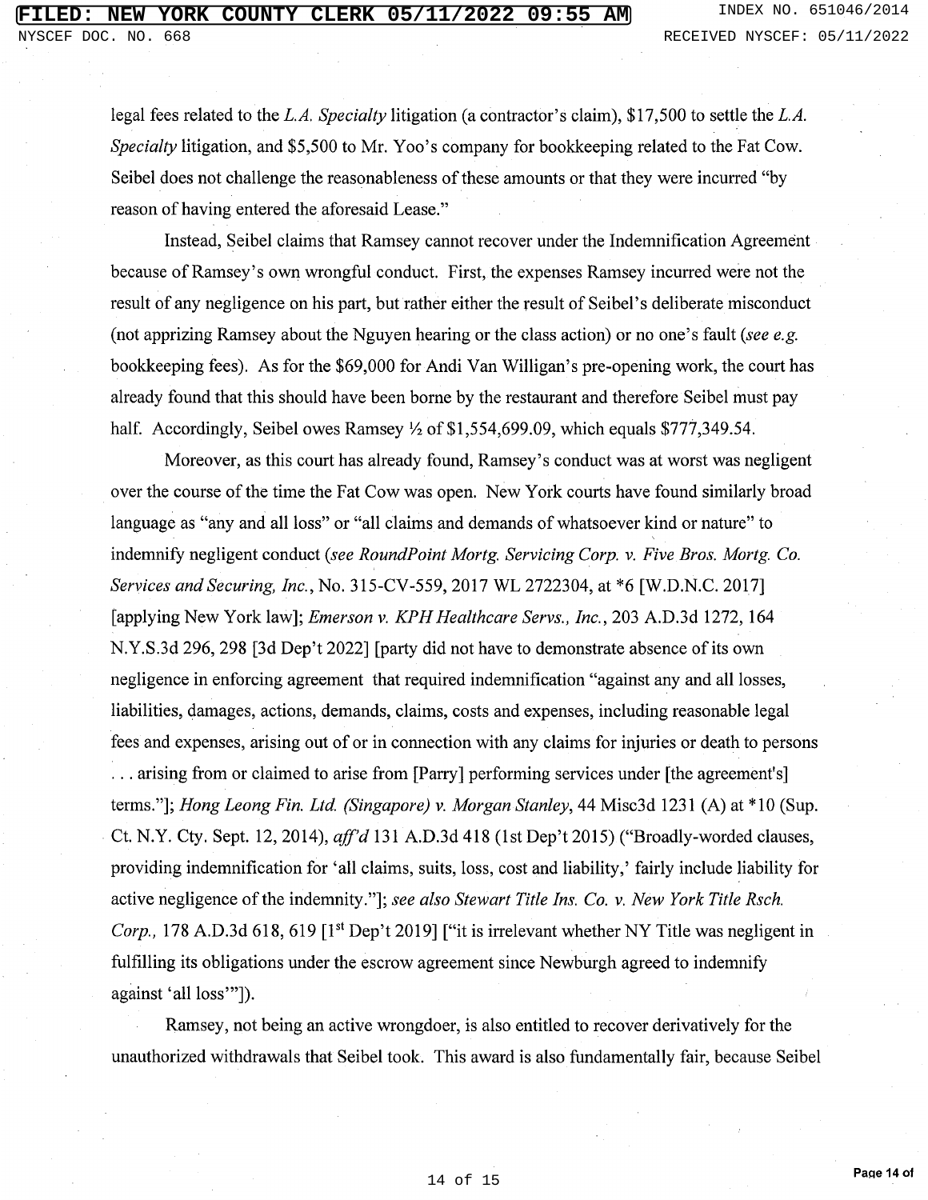legal fees related to the *L.A. Specialty* litigation (a contractor's claim), $17,500 to settle the *L.A. Specialty* litigation, and $5,500 to Mr. Yoo's company for bookkeeping related to the Fat Cow. Seibel does not challenge the reasonableness of these amounts or that they were incurred "by reason of having entered the aforesaid Lease."

Instead, Seibel claims that Ramsey cannot recover under the Indemnification Agreement because of Ramsey's own wrongful conduct. First, the expenses Ramsey incurred were not the result of any negligence on his part, but rather either the result of Seibel's deliberate misconduct (not apprizing Ramsey about the Nguyen hearing or the class action) or no one's fault (*see e.g.* bookkeeping fees). As for the $69,000 for Andi Van Willigan's pre-opening work, the court has already found that this should have been borne by the restaurant and therefore Seibel must pay half. Accordingly, Seibel owes Ramsey ½ of $1,554,699.09, which equals $777,349.54.

Moreover, as this court has already found, Ramsey's conduct was at worst was negligent over the course of the time the Fat Cow was open. New York courts have found similarly broad language as "any and all loss" or "all claims and demands of whatsoever kind or nature" to indemnify negligent conduct (*see RoundPoint Mortg. Servicing Corp. v. Five Bros. Mortg. Co. Services and Securing, Inc.*, No. 315-CV-559, 2017 WL 2722304, at *6 [W.D.N.C. 2017] [applying New York law]; *Emerson v. KPH Healthcare Servs., Inc.*, 203 A.D.3d 1272, 164 N.Y.S.3d 296, 298 [3d Dep't 2022] [party did not have to demonstrate absence of its own negligence in enforcing agreement that required indemnification "against any and all losses, liabilities, damages, actions, demands, claims, costs and expenses, including reasonable legal fees and expenses, arising out of or in connection with any claims for injuries or death to persons . . . arising from or claimed to arise from [Parry] performing services under [the agreement's] terms."]; *Hong Leong Fin. Ltd. (Singapore) v. Morgan Stanley*, 44 Misc3d 1231 (A) at *10 (Sup. Ct. N.Y. Cty. Sept. 12, 2014), *aff'd* 131 A.D.3d 418 (1st Dep't 2015) ("Broadly-worded clauses, providing indemnification for 'all claims, suits, loss, cost and liability,' fairly include liability for active negligence of the indemnity."]; *see also Stewart Title Ins. Co. v. New York Title Rsch. Corp.*, 178 A.D.3d 618, 619 [1st Dep't 2019] ["it is irrelevant whether NY Title was negligent in fulfilling its obligations under the escrow agreement since Newburgh agreed to indemnify against 'all loss'"]).

Ramsey, not being an active wrongdoer, is also entitled to recover derivatively for the unauthorized withdrawals that Seibel took. This award is also fundamentally fair, because Seibel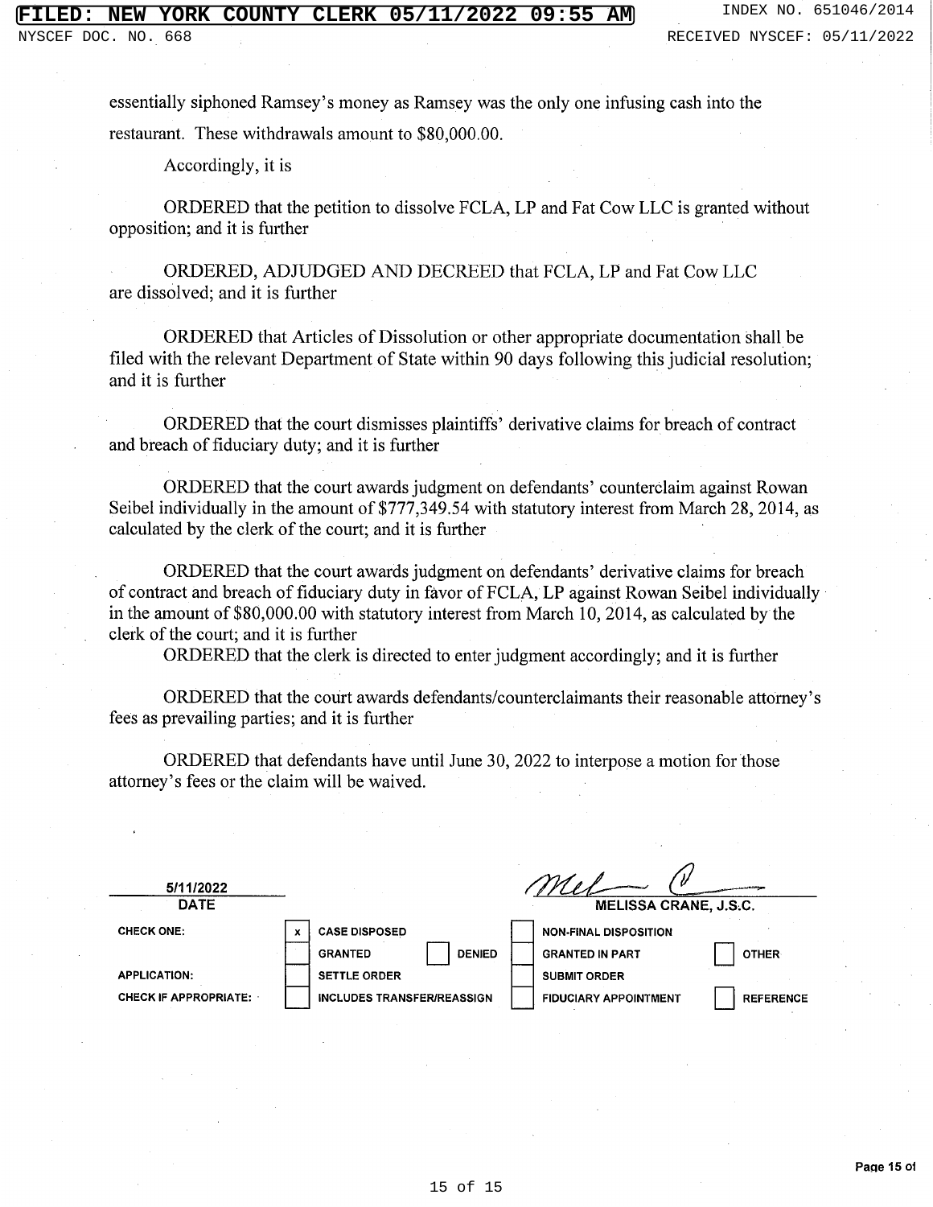essentially siphoned Ramsey's money as Ramsey was the only one infusing cash into the restaurant. These withdrawals amount to $80,000.00.

Accordingly, it is

ORDERED that the petition to dissolve FCLA, LP and Fat Cow LLC is granted without opposition; and it is further

ORDERED, ADJUDGED AND DECREED that FCLA, LP and Fat Cow LLC are dissolved; and it is further

ORDERED that Articles of Dissolution or other appropriate documentation shall be filed with the relevant Department of State within 90 days following this judicial resolution; and it is further

ORDERED that the court dismisses plaintiffs' derivative claims for breach of contract and breach of fiduciary duty; and it is further

ORDERED that the court awards judgment on defendants' counterclaim against Rowan Seibel individually in the amount of $777,349.54 with statutory interest from March 28, 2014, as calculated by the clerk of the court; and it is further

ORDERED that the court awards judgment on defendants' derivative claims for breach of contract and breach of fiduciary duty in favor of FCLA, LP against Rowan Seibel individually in the amount of $80,000.00 with statutory interest from March 10, 2014, as calculated by the clerk of the court; and it is further

ORDERED that the clerk is directed to enter judgment accordingly; and it is further

ORDERED that the court awards defendants/counterclaimants their reasonable attorney's fees as prevailing parties; and it is further

ORDERED that defendants have until June 30, 2022 to interpose a motion for those attorney's fees or the claim will be waived.

5/11/2022
DATE

MELISSA CRANE, J.S.C.

| | | | | | |
|---|---|---|---|---|---|
| CHECK ONE: | [x] CASE DISPOSED | | [ ] NON-FINAL DISPOSITION | | |
| | [ ] GRANTED | [ ] DENIED | [ ] GRANTED IN PART | [ ] OTHER | |
| APPLICATION: | [ ] SETTLE ORDER | | [ ] SUBMIT ORDER | | |
| CHECK IF APPROPRIATE: | [ ] INCLUDES TRANSFER/REASSIGN | | [ ] FIDUCIARY APPOINTMENT | [ ] REFERENCE | |